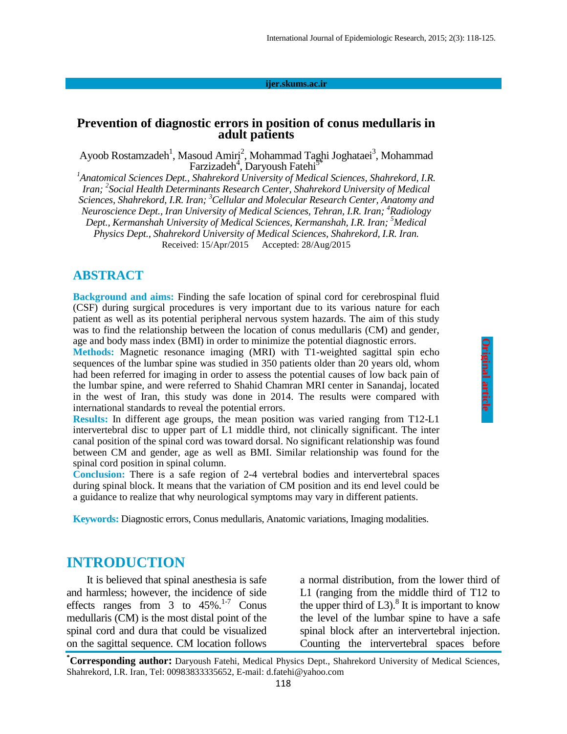ijer.skums.ac.ir

# Prevention of diagnostic errors in position of conus medullaris in adult patients

Ayoob Rostamzadeh[1], Masoud Amiri[2], Mohammad Taghi Joghataei[3], Mohammad Farzizadeh[4], Daryoush Fatehi[5*]

[1]*Anatomical Sciences Dept., Shahrekord University of Medical Sciences, Shahrekord, I.R. Iran;* [2]*Social Health Determinants Research Center, Shahrekord University of Medical Sciences, Shahrekord, I.R. Iran;* [3]*Cellular and Molecular Research Center, Anatomy and Neuroscience Dept., Iran University of Medical Sciences, Tehran, I.R. Iran;* [4]*Radiology Dept., Kermanshah University of Medical Sciences, Kermanshah, I.R. Iran;* [5]*Medical Physics Dept., Shahrekord University of Medical Sciences, Shahrekord, I.R. Iran.*

Received: 15/Apr/2015 Accepted: 28/Aug/2015

Original article

## ABSTRACT

**Background and aims:** Finding the safe location of spinal cord for cerebrospinal fluid (CSF) during surgical procedures is very important due to its various nature for each patient as well as its potential peripheral nervous system hazards. The aim of this study was to find the relationship between the location of conus medullaris (CM) and gender, age and body mass index (BMI) in order to minimize the potential diagnostic errors.

**Methods:** Magnetic resonance imaging (MRI) with T1-weighted sagittal spin echo sequences of the lumbar spine was studied in 350 patients older than 20 years old, whom had been referred for imaging in order to assess the potential causes of low back pain of the lumbar spine, and were referred to Shahid Chamran MRI center in Sanandaj, located in the west of Iran, this study was done in 2014. The results were compared with international standards to reveal the potential errors.

**Results:** In different age groups, the mean position was varied ranging from T12-L1 intervertebral disc to upper part of L1 middle third, not clinically significant. The inter canal position of the spinal cord was toward dorsal. No significant relationship was found between CM and gender, age as well as BMI. Similar relationship was found for the spinal cord position in spinal column.

**Conclusion:** There is a safe region of 2-4 vertebral bodies and intervertebral spaces during spinal block. It means that the variation of CM position and its end level could be a guidance to realize that why neurological symptoms may vary in different patients.

**Keywords:** Diagnostic errors, Conus medullaris, Anatomic variations, Imaging modalities.

## INTRODUCTION

It is believed that spinal anesthesia is safe and harmless; however, the incidence of side effects ranges from 3 to 45%.[1-7] Conus medullaris (CM) is the most distal point of the spinal cord and dura that could be visualized on the sagittal sequence. CM location follows a normal distribution, from the lower third of L1 (ranging from the middle third of T12 to the upper third of L3).[8] It is important to know the level of the lumbar spine to have a safe spinal block after an intervertebral injection. Counting the intervertebral spaces before

**\*Corresponding author:** Daryoush Fatehi, Medical Physics Dept., Shahrekord University of Medical Sciences, Shahrekord, I.R. Iran, Tel: 00983833335652, E-mail: d.fatehi@yahoo.com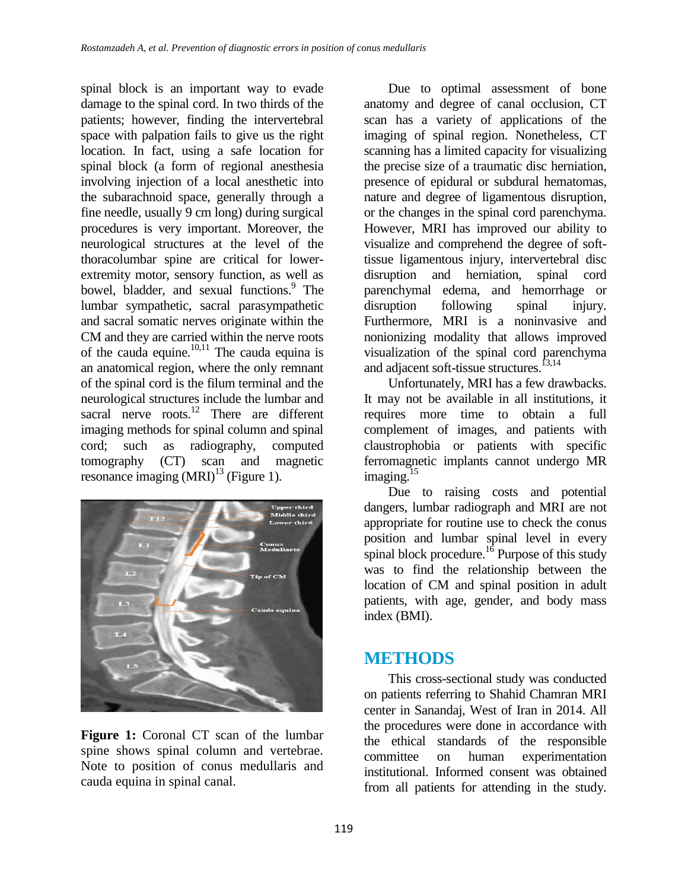spinal block is an important way to evade damage to the spinal cord. In two thirds of the patients; however, finding the intervertebral space with palpation fails to give us the right location. In fact, using a safe location for spinal block (a form of regional anesthesia involving injection of a local anesthetic into the subarachnoid space, generally through a fine needle, usually 9 cm long) during surgical procedures is very important. Moreover, the neurological structures at the level of the thoracolumbar spine are critical for lower-extremity motor, sensory function, as well as bowel, bladder, and sexual functions.[9] The lumbar sympathetic, sacral parasympathetic and sacral somatic nerves originate within the CM and they are carried within the nerve roots of the cauda equine.[10,11] The cauda equina is an anatomical region, where the only remnant of the spinal cord is the filum terminal and the neurological structures include the lumbar and sacral nerve roots.[12] There are different imaging methods for spinal column and spinal cord; such as radiography, computed tomography (CT) scan and magnetic resonance imaging (MRI)[13] (Figure 1).

**Figure 1:** Coronal CT scan of the lumbar spine shows spinal column and vertebrae. Note to position of conus medullaris and cauda equina in spinal canal.

Due to optimal assessment of bone anatomy and degree of canal occlusion, CT scan has a variety of applications of the imaging of spinal region. Nonetheless, CT scanning has a limited capacity for visualizing the precise size of a traumatic disc herniation, presence of epidural or subdural hematomas, nature and degree of ligamentous disruption, or the changes in the spinal cord parenchyma. However, MRI has improved our ability to visualize and comprehend the degree of soft-tissue ligamentous injury, intervertebral disc disruption and herniation, spinal cord parenchymal edema, and hemorrhage or disruption following spinal injury. Furthermore, MRI is a noninvasive and nonionizing modality that allows improved visualization of the spinal cord parenchyma and adjacent soft-tissue structures.[13,14]

Unfortunately, MRI has a few drawbacks. It may not be available in all institutions, it requires more time to obtain a full complement of images, and patients with claustrophobia or patients with specific ferromagnetic implants cannot undergo MR imaging.[15]

Due to raising costs and potential dangers, lumbar radiograph and MRI are not appropriate for routine use to check the conus position and lumbar spinal level in every spinal block procedure.[16] Purpose of this study was to find the relationship between the location of CM and spinal position in adult patients, with age, gender, and body mass index (BMI).

## METHODS

This cross-sectional study was conducted on patients referring to Shahid Chamran MRI center in Sanandaj, West of Iran in 2014. All the procedures were done in accordance with the ethical standards of the responsible committee on human experimentation institutional. Informed consent was obtained from all patients for attending in the study.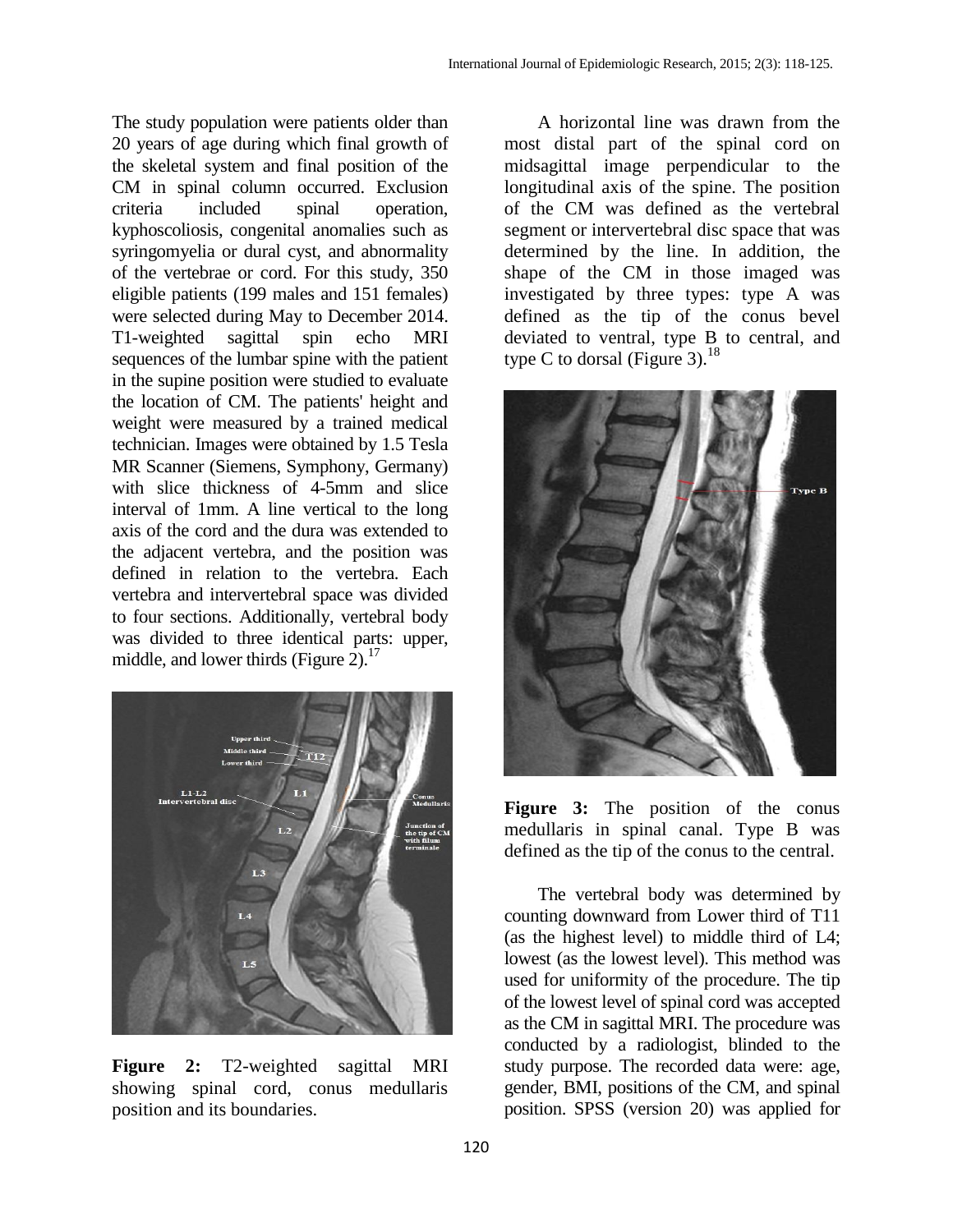The study population were patients older than 20 years of age during which final growth of the skeletal system and final position of the CM in spinal column occurred. Exclusion criteria included spinal operation, kyphoscoliosis, congenital anomalies such as syringomyelia or dural cyst, and abnormality of the vertebrae or cord. For this study, 350 eligible patients (199 males and 151 females) were selected during May to December 2014. T1-weighted sagittal spin echo MRI sequences of the lumbar spine with the patient in the supine position were studied to evaluate the location of CM. The patients' height and weight were measured by a trained medical technician. Images were obtained by 1.5 Tesla MR Scanner (Siemens, Symphony, Germany) with slice thickness of 4-5mm and slice interval of 1mm. A line vertical to the long axis of the cord and the dura was extended to the adjacent vertebra, and the position was defined in relation to the vertebra. Each vertebra and intervertebral space was divided to four sections. Additionally, vertebral body was divided to three identical parts: upper, middle, and lower thirds (Figure 2).[17]

**Figure 2:** T2-weighted sagittal MRI showing spinal cord, conus medullaris position and its boundaries.

A horizontal line was drawn from the most distal part of the spinal cord on midsagittal image perpendicular to the longitudinal axis of the spine. The position of the CM was defined as the vertebral segment or intervertebral disc space that was determined by the line. In addition, the shape of the CM in those imaged was investigated by three types: type A was defined as the tip of the conus bevel deviated to ventral, type B to central, and type C to dorsal (Figure 3).[18]

**Figure 3:** The position of the conus medullaris in spinal canal. Type B was defined as the tip of the conus to the central.

The vertebral body was determined by counting downward from Lower third of T11 (as the highest level) to middle third of L4; lowest (as the lowest level). This method was used for uniformity of the procedure. The tip of the lowest level of spinal cord was accepted as the CM in sagittal MRI. The procedure was conducted by a radiologist, blinded to the study purpose. The recorded data were: age, gender, BMI, positions of the CM, and spinal position. SPSS (version 20) was applied for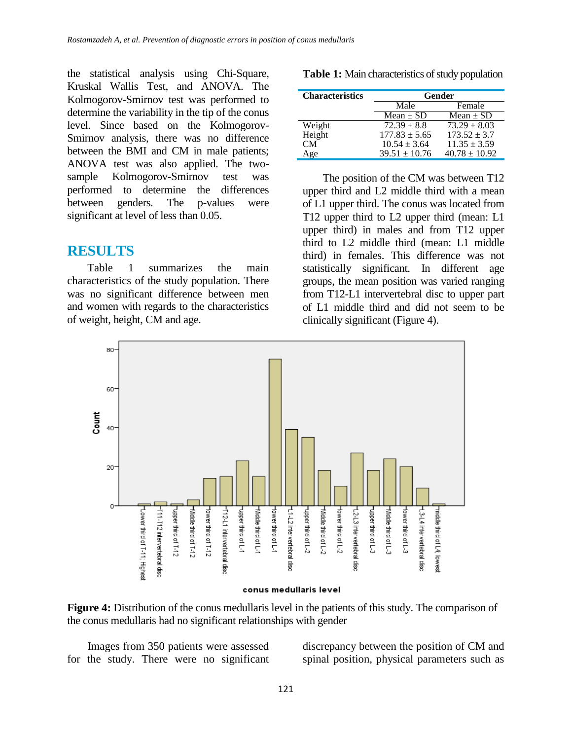the statistical analysis using Chi-Square, Kruskal Wallis Test, and ANOVA. The Kolmogorov-Smirnov test was performed to determine the variability in the tip of the conus level. Since based on the Kolmogorov-Smirnov analysis, there was no difference between the BMI and CM in male patients; ANOVA test was also applied. The two-sample Kolmogorov-Smirnov test was performed to determine the differences between genders. The p-values were significant at level of less than 0.05.

## RESULTS

Table 1 summarizes the main characteristics of the study population. There was no significant difference between men and women with regards to the characteristics of weight, height, CM and age.

**Table 1:** Main characteristics of study population

| Characteristics | Gender | |
|---|---|---|
| | Male | Female |
| | Mean ± SD | Mean ± SD |
| Weight | 72.39 ± 8.8 | 73.29 ± 8.03 |
| Height | 177.83 ± 5.65 | 173.52 ± 3.7 |
| CM | 10.54 ± 3.64 | 11.35 ± 3.59 |
| Age | 39.51 ± 10.76 | 40.78 ± 10.92 |

The position of the CM was between T12 upper third and L2 middle third with a mean of L1 upper third. The conus was located from T12 upper third to L2 upper third (mean: L1 upper third) in males and from T12 upper third to L2 middle third (mean: L1 middle third) in females. This difference was not statistically significant. In different age groups, the mean position was varied ranging from T12-L1 intervertebral disc to upper part of L1 middle third and did not seem to be clinically significant (Figure 4).

**Figure 4:** Distribution of the conus medullaris level in the patients of this study. The comparison of the conus medullaris had no significant relationships with gender

Images from 350 patients were assessed for the study. There were no significant discrepancy between the position of CM and spinal position, physical parameters such as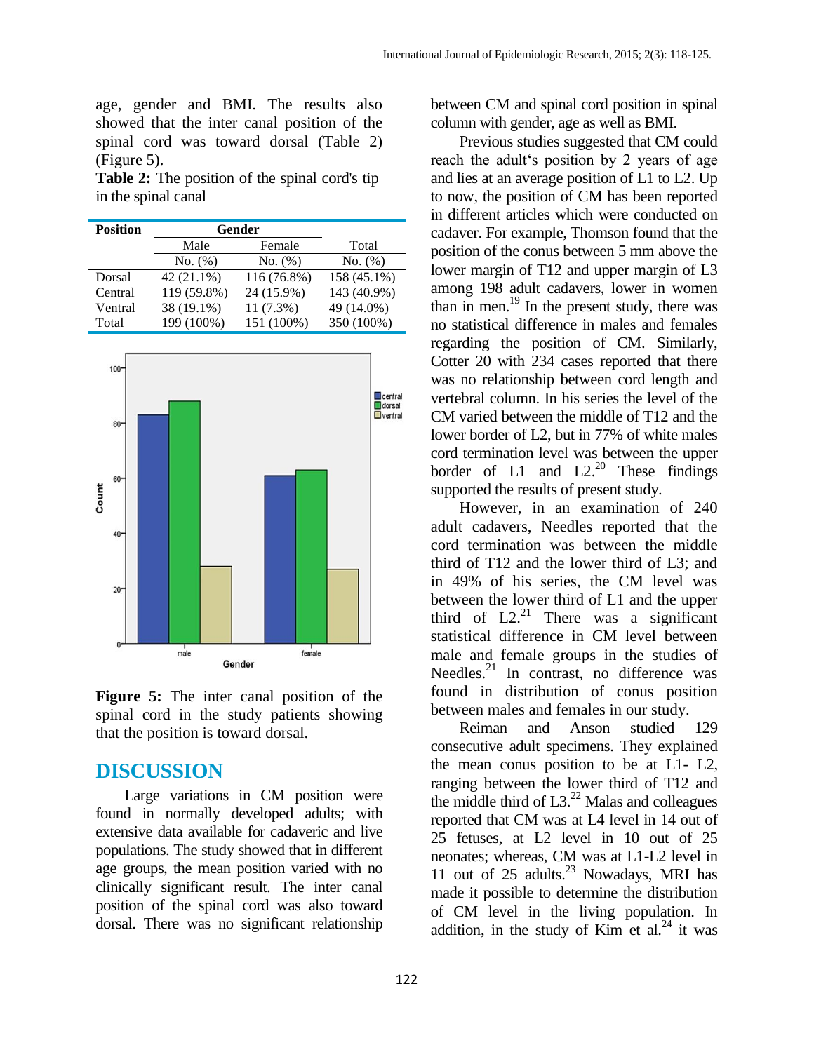age, gender and BMI. The results also showed that the inter canal position of the spinal cord was toward dorsal (Table 2) (Figure 5).

**Table 2:** The position of the spinal cord's tip in the spinal canal

| Position | Gender | | |
|---|---|---|---|
| | Male | Female | Total |
| | No. (%) | No. (%) | No. (%) |
| Dorsal | 42 (21.1%) | 116 (76.8%) | 158 (45.1%) |
| Central | 119 (59.8%) | 24 (15.9%) | 143 (40.9%) |
| Ventral | 38 (19.1%) | 11 (7.3%) | 49 (14.0%) |
| Total | 199 (100%) | 151 (100%) | 350 (100%) |

**Figure 5:** The inter canal position of the spinal cord in the study patients showing that the position is toward dorsal.

## DISCUSSION

Large variations in CM position were found in normally developed adults; with extensive data available for cadaveric and live populations. The study showed that in different age groups, the mean position varied with no clinically significant result. The inter canal position of the spinal cord was also toward dorsal. There was no significant relationship between CM and spinal cord position in spinal column with gender, age as well as BMI.

Previous studies suggested that CM could reach the adult's position by 2 years of age and lies at an average position of L1 to L2. Up to now, the position of CM has been reported in different articles which were conducted on cadaver. For example, Thomson found that the position of the conus between 5 mm above the lower margin of T12 and upper margin of L3 among 198 adult cadavers, lower in women than in men.[19] In the present study, there was no statistical difference in males and females regarding the position of CM. Similarly, Cotter 20 with 234 cases reported that there was no relationship between cord length and vertebral column. In his series the level of the CM varied between the middle of T12 and the lower border of L2, but in 77% of white males cord termination level was between the upper border of L1 and L2.[20] These findings supported the results of present study.

However, in an examination of 240 adult cadavers, Needles reported that the cord termination was between the middle third of T12 and the lower third of L3; and in 49% of his series, the CM level was between the lower third of L1 and the upper third of L2.[21] There was a significant statistical difference in CM level between male and female groups in the studies of Needles.[21] In contrast, no difference was found in distribution of conus position between males and females in our study.

Reiman and Anson studied 129 consecutive adult specimens. They explained the mean conus position to be at L1- L2, ranging between the lower third of T12 and the middle third of L3.[22] Malas and colleagues reported that CM was at L4 level in 14 out of 25 fetuses, at L2 level in 10 out of 25 neonates; whereas, CM was at L1-L2 level in 11 out of 25 adults.[23] Nowadays, MRI has made it possible to determine the distribution of CM level in the living population. In addition, in the study of Kim et al.[24] it was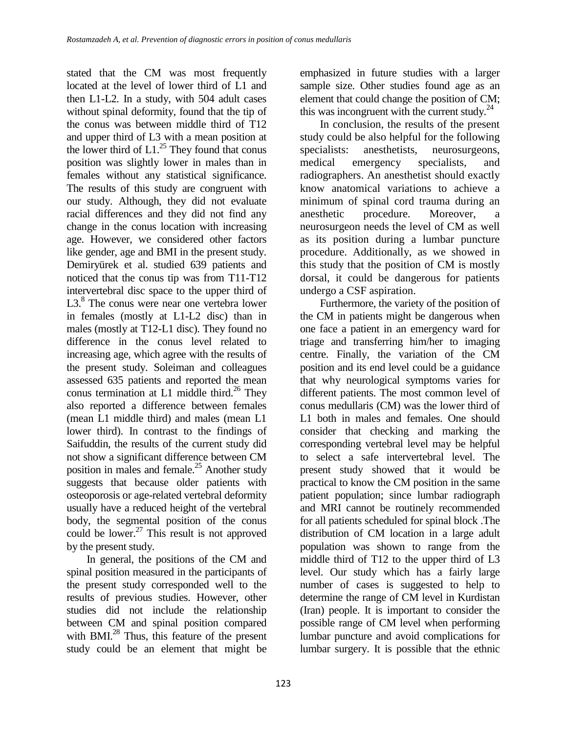stated that the CM was most frequently located at the level of lower third of L1 and then L1-L2. In a study, with 504 adult cases without spinal deformity, found that the tip of the conus was between middle third of T12 and upper third of L3 with a mean position at the lower third of L1.[25] They found that conus position was slightly lower in males than in females without any statistical significance. The results of this study are congruent with our study. Although, they did not evaluate racial differences and they did not find any change in the conus location with increasing age. However, we considered other factors like gender, age and BMI in the present study. Demiryürek et al. studied 639 patients and noticed that the conus tip was from T11-T12 intervertebral disc space to the upper third of L3.[8] The conus were near one vertebra lower in females (mostly at L1-L2 disc) than in males (mostly at T12-L1 disc). They found no difference in the conus level related to increasing age, which agree with the results of the present study. Soleiman and colleagues assessed 635 patients and reported the mean conus termination at L1 middle third.[26] They also reported a difference between females (mean L1 middle third) and males (mean L1 lower third). In contrast to the findings of Saifuddin, the results of the current study did not show a significant difference between CM position in males and female.[25] Another study suggests that because older patients with osteoporosis or age-related vertebral deformity usually have a reduced height of the vertebral body, the segmental position of the conus could be lower.[27] This result is not approved by the present study.

In general, the positions of the CM and spinal position measured in the participants of the present study corresponded well to the results of previous studies. However, other studies did not include the relationship between CM and spinal position compared with BMI.[28] Thus, this feature of the present study could be an element that might be emphasized in future studies with a larger sample size. Other studies found age as an element that could change the position of CM; this was incongruent with the current study.[24]

In conclusion, the results of the present study could be also helpful for the following specialists: anesthetists, neurosurgeons, medical emergency specialists, and radiographers. An anesthetist should exactly know anatomical variations to achieve a minimum of spinal cord trauma during an anesthetic procedure. Moreover, a neurosurgeon needs the level of CM as well as its position during a lumbar puncture procedure. Additionally, as we showed in this study that the position of CM is mostly dorsal, it could be dangerous for patients undergo a CSF aspiration.

Furthermore, the variety of the position of the CM in patients might be dangerous when one face a patient in an emergency ward for triage and transferring him/her to imaging centre. Finally, the variation of the CM position and its end level could be a guidance that why neurological symptoms varies for different patients. The most common level of conus medullaris (CM) was the lower third of L1 both in males and females. One should consider that checking and marking the corresponding vertebral level may be helpful to select a safe intervertebral level. The present study showed that it would be practical to know the CM position in the same patient population; since lumbar radiograph and MRI cannot be routinely recommended for all patients scheduled for spinal block .The distribution of CM location in a large adult population was shown to range from the middle third of T12 to the upper third of L3 level. Our study which has a fairly large number of cases is suggested to help to determine the range of CM level in Kurdistan (Iran) people. It is important to consider the possible range of CM level when performing lumbar puncture and avoid complications for lumbar surgery. It is possible that the ethnic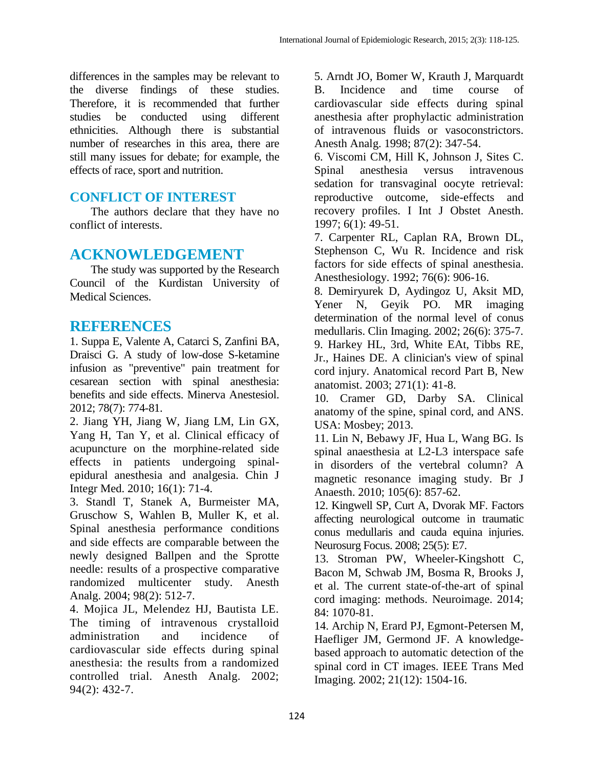differences in the samples may be relevant to the diverse findings of these studies. Therefore, it is recommended that further studies be conducted using different ethnicities. Although there is substantial number of researches in this area, there are still many issues for debate; for example, the effects of race, sport and nutrition.

## CONFLICT OF INTEREST

The authors declare that they have no conflict of interests.

## ACKNOWLEDGEMENT

The study was supported by the Research Council of the Kurdistan University of Medical Sciences.

## REFERENCES

1. Suppa E, Valente A, Catarci S, Zanfini BA, Draisci G. A study of low-dose S-ketamine infusion as "preventive" pain treatment for cesarean section with spinal anesthesia: benefits and side effects. Minerva Anestesiol. 2012; 78(7): 774-81.
2. Jiang YH, Jiang W, Jiang LM, Lin GX, Yang H, Tan Y, et al. Clinical efficacy of acupuncture on the morphine-related side effects in patients undergoing spinal-epidural anesthesia and analgesia. Chin J Integr Med. 2010; 16(1): 71-4.
3. Standl T, Stanek A, Burmeister MA, Gruschow S, Wahlen B, Muller K, et al. Spinal anesthesia performance conditions and side effects are comparable between the newly designed Ballpen and the Sprotte needle: results of a prospective comparative randomized multicenter study. Anesth Analg. 2004; 98(2): 512-7.
4. Mojica JL, Melendez HJ, Bautista LE. The timing of intravenous crystalloid administration and incidence of cardiovascular side effects during spinal anesthesia: the results from a randomized controlled trial. Anesth Analg. 2002; 94(2): 432-7.
5. Arndt JO, Bomer W, Krauth J, Marquardt B. Incidence and time course of cardiovascular side effects during spinal anesthesia after prophylactic administration of intravenous fluids or vasoconstrictors. Anesth Analg. 1998; 87(2): 347-54.
6. Viscomi CM, Hill K, Johnson J, Sites C. Spinal anesthesia versus intravenous sedation for transvaginal oocyte retrieval: reproductive outcome, side-effects and recovery profiles. I Int J Obstet Anesth. 1997; 6(1): 49-51.
7. Carpenter RL, Caplan RA, Brown DL, Stephenson C, Wu R. Incidence and risk factors for side effects of spinal anesthesia. Anesthesiology. 1992; 76(6): 906-16.
8. Demiryurek D, Aydingoz U, Aksit MD, Yener N, Geyik PO. MR imaging determination of the normal level of conus medullaris. Clin Imaging. 2002; 26(6): 375-7.
9. Harkey HL, 3rd, White EAt, Tibbs RE, Jr., Haines DE. A clinician's view of spinal cord injury. Anatomical record Part B, New anatomist. 2003; 271(1): 41-8.
10. Cramer GD, Darby SA. Clinical anatomy of the spine, spinal cord, and ANS. USA: Mosbey; 2013.
11. Lin N, Bebawy JF, Hua L, Wang BG. Is spinal anaesthesia at L2-L3 interspace safe in disorders of the vertebral column? A magnetic resonance imaging study. Br J Anaesth. 2010; 105(6): 857-62.
12. Kingwell SP, Curt A, Dvorak MF. Factors affecting neurological outcome in traumatic conus medullaris and cauda equina injuries. Neurosurg Focus. 2008; 25(5): E7.
13. Stroman PW, Wheeler-Kingshott C, Bacon M, Schwab JM, Bosma R, Brooks J, et al. The current state-of-the-art of spinal cord imaging: methods. Neuroimage. 2014; 84: 1070-81.
14. Archip N, Erard PJ, Egmont-Petersen M, Haefliger JM, Germond JF. A knowledge-based approach to automatic detection of the spinal cord in CT images. IEEE Trans Med Imaging. 2002; 21(12): 1504-16.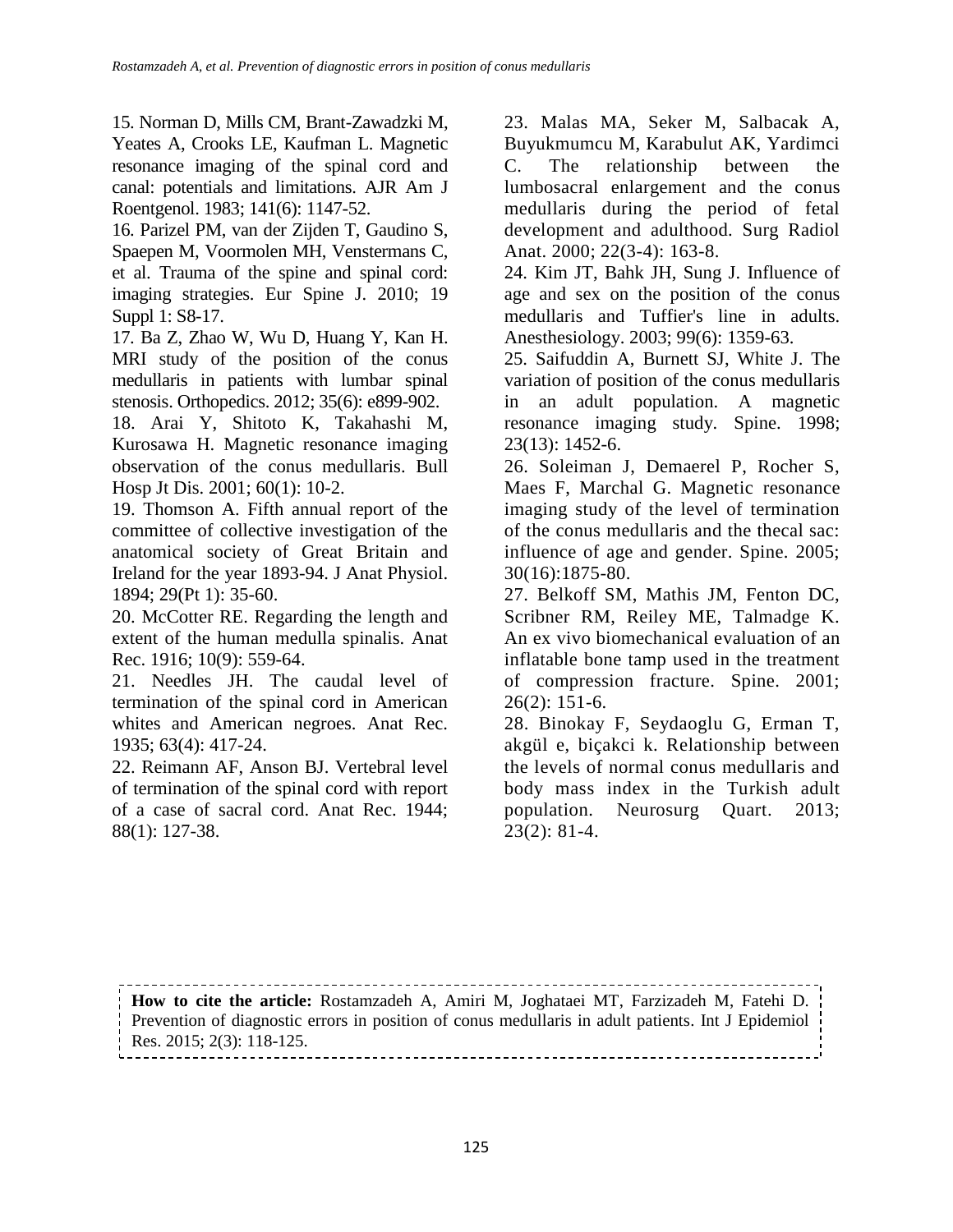15. Norman D, Mills CM, Brant-Zawadzki M, Yeates A, Crooks LE, Kaufman L. Magnetic resonance imaging of the spinal cord and canal: potentials and limitations. AJR Am J Roentgenol. 1983; 141(6): 1147-52.

16. Parizel PM, van der Zijden T, Gaudino S, Spaepen M, Voormolen MH, Venstermans C, et al. Trauma of the spine and spinal cord: imaging strategies. Eur Spine J. 2010; 19 Suppl 1: S8-17.

17. Ba Z, Zhao W, Wu D, Huang Y, Kan H. MRI study of the position of the conus medullaris in patients with lumbar spinal stenosis. Orthopedics. 2012; 35(6): e899-902.

18. Arai Y, Shitoto K, Takahashi M, Kurosawa H. Magnetic resonance imaging observation of the conus medullaris. Bull Hosp Jt Dis. 2001; 60(1): 10-2.

19. Thomson A. Fifth annual report of the committee of collective investigation of the anatomical society of Great Britain and Ireland for the year 1893-94. J Anat Physiol. 1894; 29(Pt 1): 35-60.

20. McCotter RE. Regarding the length and extent of the human medulla spinalis. Anat Rec. 1916; 10(9): 559-64.

21. Needles JH. The caudal level of termination of the spinal cord in American whites and American negroes. Anat Rec. 1935; 63(4): 417-24.

22. Reimann AF, Anson BJ. Vertebral level of termination of the spinal cord with report of a case of sacral cord. Anat Rec. 1944; 88(1): 127-38.

23. Malas MA, Seker M, Salbacak A, Buyukmumcu M, Karabulut AK, Yardimci C. The relationship between the lumbosacral enlargement and the conus medullaris during the period of fetal development and adulthood. Surg Radiol Anat. 2000; 22(3-4): 163-8.

24. Kim JT, Bahk JH, Sung J. Influence of age and sex on the position of the conus medullaris and Tuffier's line in adults. Anesthesiology. 2003; 99(6): 1359-63.

25. Saifuddin A, Burnett SJ, White J. The variation of position of the conus medullaris in an adult population. A magnetic resonance imaging study. Spine. 1998; 23(13): 1452-6.

26. Soleiman J, Demaerel P, Rocher S, Maes F, Marchal G. Magnetic resonance imaging study of the level of termination of the conus medullaris and the thecal sac: influence of age and gender. Spine. 2005; 30(16):1875-80.

27. Belkoff SM, Mathis JM, Fenton DC, Scribner RM, Reiley ME, Talmadge K. An ex vivo biomechanical evaluation of an inflatable bone tamp used in the treatment of compression fracture. Spine. 2001; 26(2): 151-6.

28. Binokay F, Seydaoglu G, Erman T, akgül e, biçakci k. Relationship between the levels of normal conus medullaris and body mass index in the Turkish adult population. Neurosurg Quart. 2013; 23(2): 81-4.

**How to cite the article:** Rostamzadeh A, Amiri M, Joghataei MT, Farzizadeh M, Fatehi D. Prevention of diagnostic errors in position of conus medullaris in adult patients. Int J Epidemiol Res. 2015; 2(3): 118-125.